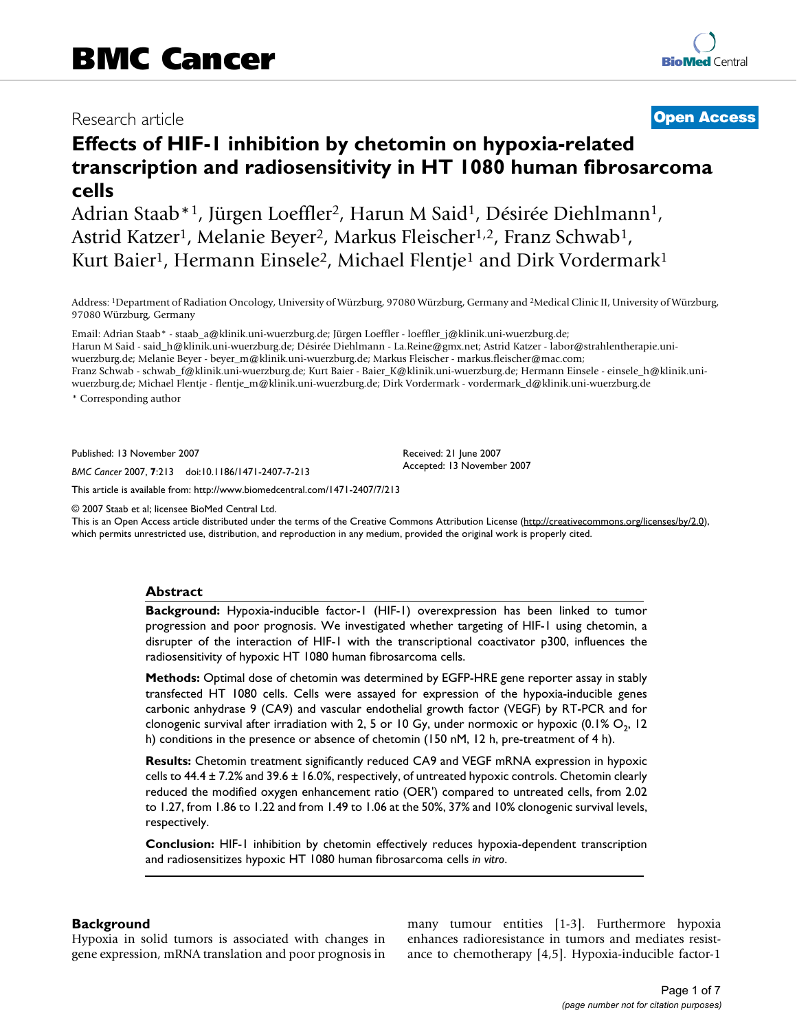# BMC Cancer

Research article

**Open Access**

# Effects of HIF-1 inhibition by chetomin on hypoxia-related transcription and radiosensitivity in HT 1080 human fibrosarcoma cells

Adrian Staab*[1], Jürgen Loeffler[2], Harun M Said[1], Désirée Diehlmann[1], Astrid Katzer[1], Melanie Beyer[2], Markus Fleischer[1,2], Franz Schwab[1], Kurt Baier[1], Hermann Einsele[2], Michael Flentje[1] and Dirk Vordermark[1]

Address: [1]Department of Radiation Oncology, University of Würzburg, 97080 Würzburg, Germany and [2]Medical Clinic II, University of Würzburg, 97080 Würzburg, Germany

Email: Adrian Staab* - staab_a@klinik.uni-wuerzburg.de; Jürgen Loeffler - loeffler_j@klinik.uni-wuerzburg.de; Harun M Said - said_h@klinik.uni-wuerzburg.de; Désirée Diehlmann - La.Reine@gmx.net; Astrid Katzer - labor@strahlentherapie.uni-wuerzburg.de; Melanie Beyer - beyer_m@klinik.uni-wuerzburg.de; Markus Fleischer - markus.fleischer@mac.com; Franz Schwab - schwab_f@klinik.uni-wuerzburg.de; Kurt Baier - Baier_K@klinik.uni-wuerzburg.de; Hermann Einsele - einsele_h@klinik.uni-wuerzburg.de; Michael Flentje - flentje_m@klinik.uni-wuerzburg.de; Dirk Vordermark - vordermark_d@klinik.uni-wuerzburg.de

* Corresponding author

Published: 13 November 2007

*BMC Cancer* 2007, **7**:213 doi:10.1186/1471-2407-7-213

Received: 21 June 2007
Accepted: 13 November 2007

This article is available from: http://www.biomedcentral.com/1471-2407/7/213

© 2007 Staab et al; licensee BioMed Central Ltd.
This is an Open Access article distributed under the terms of the Creative Commons Attribution License (http://creativecommons.org/licenses/by/2.0), which permits unrestricted use, distribution, and reproduction in any medium, provided the original work is properly cited.

## Abstract

**Background:** Hypoxia-inducible factor-1 (HIF-1) overexpression has been linked to tumor progression and poor prognosis. We investigated whether targeting of HIF-1 using chetomin, a disrupter of the interaction of HIF-1 with the transcriptional coactivator p300, influences the radiosensitivity of hypoxic HT 1080 human fibrosarcoma cells.

**Methods:** Optimal dose of chetomin was determined by EGFP-HRE gene reporter assay in stably transfected HT 1080 cells. Cells were assayed for expression of the hypoxia-inducible genes carbonic anhydrase 9 (CA9) and vascular endothelial growth factor (VEGF) by RT-PCR and for clonogenic survival after irradiation with 2, 5 or 10 Gy, under normoxic or hypoxic (0.1% $O_2$, 12 h) conditions in the presence or absence of chetomin (150 nM, 12 h, pre-treatment of 4 h).

**Results:** Chetomin treatment significantly reduced CA9 and VEGF mRNA expression in hypoxic cells to 44.4 ± 7.2% and 39.6 ± 16.0%, respectively, of untreated hypoxic controls. Chetomin clearly reduced the modified oxygen enhancement ratio (OER') compared to untreated cells, from 2.02 to 1.27, from 1.86 to 1.22 and from 1.49 to 1.06 at the 50%, 37% and 10% clonogenic survival levels, respectively.

**Conclusion:** HIF-1 inhibition by chetomin effectively reduces hypoxia-dependent transcription and radiosensitizes hypoxic HT 1080 human fibrosarcoma cells *in vitro*.

## Background

Hypoxia in solid tumors is associated with changes in gene expression, mRNA translation and poor prognosis in many tumour entities [1-3]. Furthermore hypoxia enhances radioresistance in tumors and mediates resistance to chemotherapy [4,5]. Hypoxia-inducible factor-1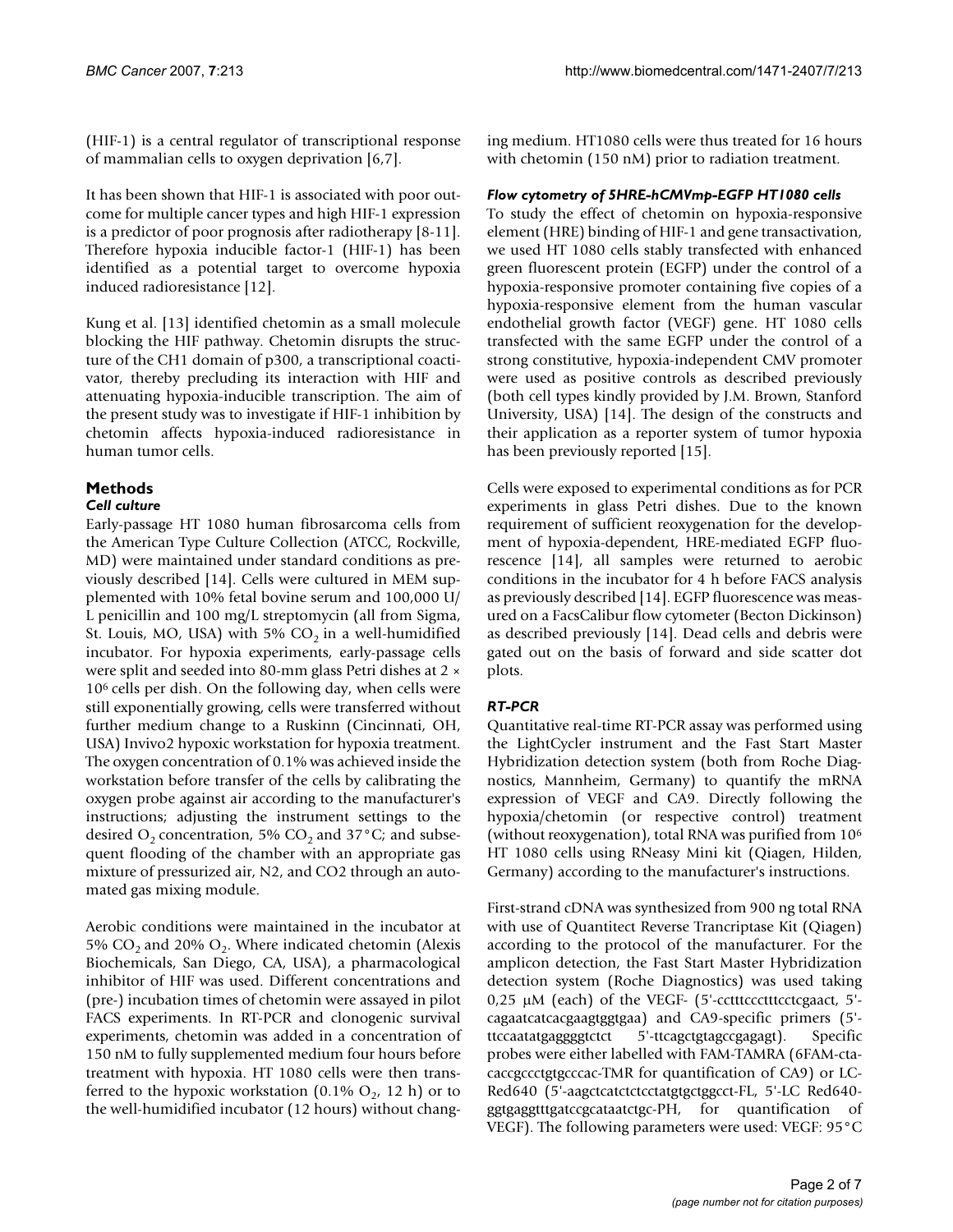(HIF-1) is a central regulator of transcriptional response of mammalian cells to oxygen deprivation [6,7].

It has been shown that HIF-1 is associated with poor outcome for multiple cancer types and high HIF-1 expression is a predictor of poor prognosis after radiotherapy [8-11]. Therefore hypoxia inducible factor-1 (HIF-1) has been identified as a potential target to overcome hypoxia induced radioresistance [12].

Kung et al. [13] identified chetomin as a small molecule blocking the HIF pathway. Chetomin disrupts the structure of the CH1 domain of p300, a transcriptional coactivator, thereby precluding its interaction with HIF and attenuating hypoxia-inducible transcription. The aim of the present study was to investigate if HIF-1 inhibition by chetomin affects hypoxia-induced radioresistance in human tumor cells.

## Methods

### *Cell culture*

Early-passage HT 1080 human fibrosarcoma cells from the American Type Culture Collection (ATCC, Rockville, MD) were maintained under standard conditions as previously described [14]. Cells were cultured in MEM supplemented with 10% fetal bovine serum and 100,000 U/L penicillin and 100 mg/L streptomycin (all from Sigma, St. Louis, MO, USA) with 5% $CO_2$ in a well-humidified incubator. For hypoxia experiments, early-passage cells were split and seeded into 80-mm glass Petri dishes at $2 \times 10^6$ cells per dish. On the following day, when cells were still exponentially growing, cells were transferred without further medium change to a Ruskinn (Cincinnati, OH, USA) Invivo2 hypoxic workstation for hypoxia treatment. The oxygen concentration of 0.1% was achieved inside the workstation before transfer of the cells by calibrating the oxygen probe against air according to the manufacturer's instructions; adjusting the instrument settings to the desired $O_2$ concentration, 5% $CO_2$ and 37°C; and subsequent flooding of the chamber with an appropriate gas mixture of pressurized air, N2, and CO2 through an automated gas mixing module.

Aerobic conditions were maintained in the incubator at 5% $CO_2$ and 20% $O_2$. Where indicated chetomin (Alexis Biochemicals, San Diego, CA, USA), a pharmacological inhibitor of HIF was used. Different concentrations and (pre-) incubation times of chetomin were assayed in pilot FACS experiments. In RT-PCR and clonogenic survival experiments, chetomin was added in a concentration of 150 nM to fully supplemented medium four hours before treatment with hypoxia. HT 1080 cells were then transferred to the hypoxic workstation (0.1% $O_2$, 12 h) or to the well-humidified incubator (12 hours) without changing medium. HT1080 cells were thus treated for 16 hours with chetomin (150 nM) prior to radiation treatment.

### *Flow cytometry of 5HRE-hCMVmp-EGFP HT1080 cells*

To study the effect of chetomin on hypoxia-responsive element (HRE) binding of HIF-1 and gene transactivation, we used HT 1080 cells stably transfected with enhanced green fluorescent protein (EGFP) under the control of a hypoxia-responsive promoter containing five copies of a hypoxia-responsive element from the human vascular endothelial growth factor (VEGF) gene. HT 1080 cells transfected with the same EGFP under the control of a strong constitutive, hypoxia-independent CMV promoter were used as positive controls as described previously (both cell types kindly provided by J.M. Brown, Stanford University, USA) [14]. The design of the constructs and their application as a reporter system of tumor hypoxia has been previously reported [15].

Cells were exposed to experimental conditions as for PCR experiments in glass Petri dishes. Due to the known requirement of sufficient reoxygenation for the development of hypoxia-dependent, HRE-mediated EGFP fluorescence [14], all samples were returned to aerobic conditions in the incubator for 4 h before FACS analysis as previously described [14]. EGFP fluorescence was measured on a FacsCalibur flow cytometer (Becton Dickinson) as described previously [14]. Dead cells and debris were gated out on the basis of forward and side scatter dot plots.

### *RT-PCR*

Quantitative real-time RT-PCR assay was performed using the LightCycler instrument and the Fast Start Master Hybridization detection system (both from Roche Diagnostics, Mannheim, Germany) to quantify the mRNA expression of VEGF and CA9. Directly following the hypoxia/chetomin (or respective control) treatment (without reoxygenation), total RNA was purified from $10^6$ HT 1080 cells using RNeasy Mini kit (Qiagen, Hilden, Germany) according to the manufacturer's instructions.

First-strand cDNA was synthesized from 900 ng total RNA with use of Quantitect Reverse Trancriptase Kit (Qiagen) according to the protocol of the manufacturer. For the amplicon detection, the Fast Start Master Hybridization detection system (Roche Diagnostics) was used taking 0,25 μM (each) of the VEGF- (5'-cctttccctttcctcgaact, 5'-cagaatcatcacgaagtggtgaa) and CA9-specific primers (5'-ttccaatatgaggggtctct 5'-ttcagctgtagccgagagt). Specific probes were either labelled with FAM-TAMRA (6FAM-ctacaccgccctgtgcccac-TMR for quantification of CA9) or LC-Red640 (5'-aagctcatctctcctatgtgctggcct-FL, 5'-LC Red640-ggtgaggtttgatccgcataatctgc-PH, for quantification of VEGF). The following parameters were used: VEGF: 95°C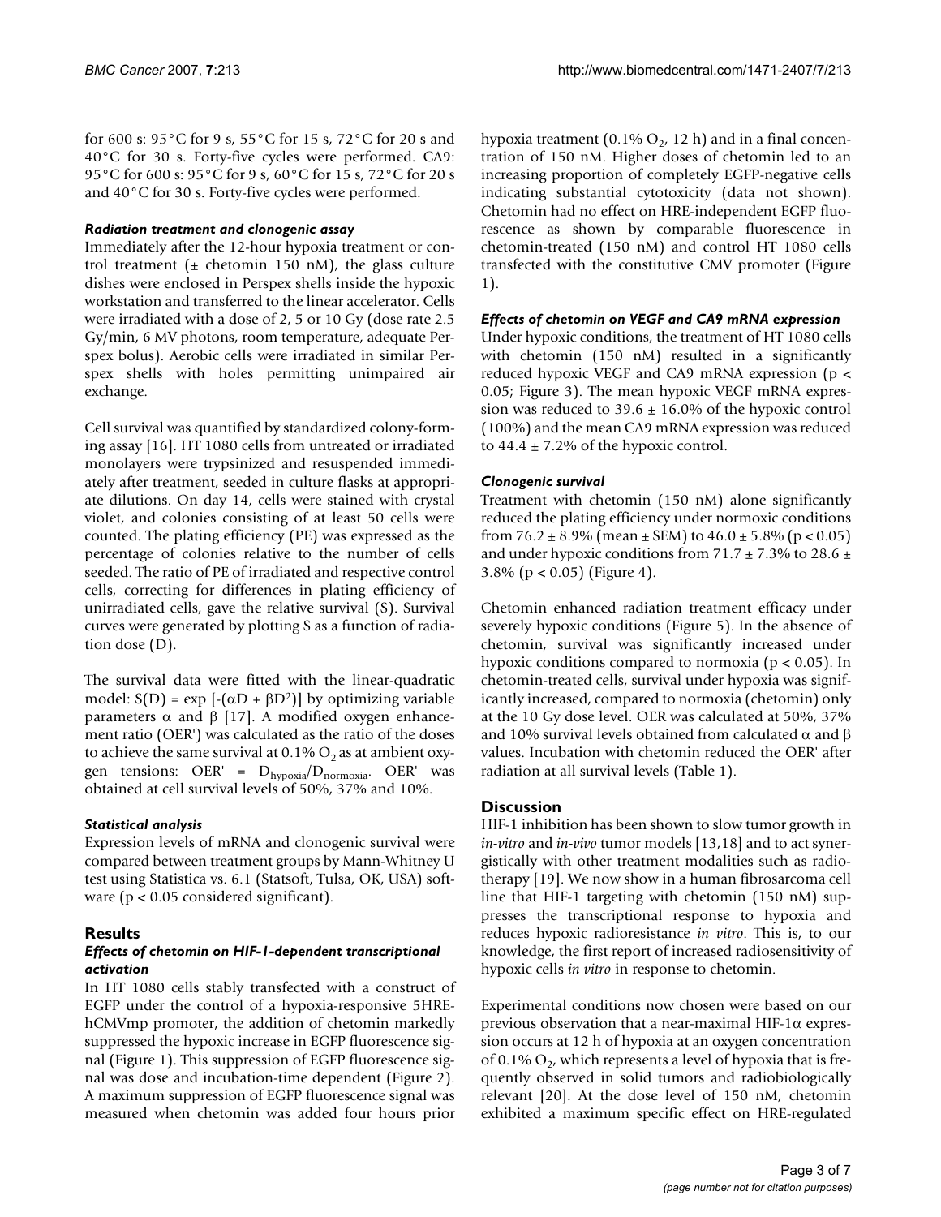for 600 s: 95°C for 9 s, 55°C for 15 s, 72°C for 20 s and 40°C for 30 s. Forty-five cycles were performed. CA9: 95°C for 600 s: 95°C for 9 s, 60°C for 15 s, 72°C for 20 s and 40°C for 30 s. Forty-five cycles were performed.

#### *Radiation treatment and clonogenic assay*

Immediately after the 12-hour hypoxia treatment or control treatment (± chetomin 150 nM), the glass culture dishes were enclosed in Perspex shells inside the hypoxic workstation and transferred to the linear accelerator. Cells were irradiated with a dose of 2, 5 or 10 Gy (dose rate 2.5 Gy/min, 6 MV photons, room temperature, adequate Perspex bolus). Aerobic cells were irradiated in similar Perspex shells with holes permitting unimpaired air exchange.

Cell survival was quantified by standardized colony-forming assay [16]. HT 1080 cells from untreated or irradiated monolayers were trypsinized and resuspended immediately after treatment, seeded in culture flasks at appropriate dilutions. On day 14, cells were stained with crystal violet, and colonies consisting of at least 50 cells were counted. The plating efficiency (PE) was expressed as the percentage of colonies relative to the number of cells seeded. The ratio of PE of irradiated and respective control cells, correcting for differences in plating efficiency of unirradiated cells, gave the relative survival (S). Survival curves were generated by plotting S as a function of radiation dose (D).

The survival data were fitted with the linear-quadratic model: $S(D) = \exp[-(\alpha D + \beta D^2)]$ by optimizing variable parameters $\alpha$ and $\beta$ [17]. A modified oxygen enhancement ratio (OER') was calculated as the ratio of the doses to achieve the same survival at 0.1% $O_2$ as at ambient oxygen tensions: $OER' = D_{hypoxia}/D_{normoxia}$. OER' was obtained at cell survival levels of 50%, 37% and 10%.

#### *Statistical analysis*

Expression levels of mRNA and clonogenic survival were compared between treatment groups by Mann-Whitney U test using Statistica vs. 6.1 (Statsoft, Tulsa, OK, USA) software ($p < 0.05$ considered significant).

## Results

#### *Effects of chetomin on HIF-1-dependent transcriptional activation*

In HT 1080 cells stably transfected with a construct of EGFP under the control of a hypoxia-responsive 5HRE-hCMVmp promoter, the addition of chetomin markedly suppressed the hypoxic increase in EGFP fluorescence signal (Figure 1). This suppression of EGFP fluorescence signal was dose and incubation-time dependent (Figure 2). A maximum suppression of EGFP fluorescence signal was measured when chetomin was added four hours prior hypoxia treatment (0.1% $O_2$, 12 h) and in a final concentration of 150 nM. Higher doses of chetomin led to an increasing proportion of completely EGFP-negative cells indicating substantial cytotoxicity (data not shown). Chetomin had no effect on HRE-independent EGFP fluorescence as shown by comparable fluorescence in chetomin-treated (150 nM) and control HT 1080 cells transfected with the constitutive CMV promoter (Figure 1).

#### *Effects of chetomin on VEGF and CA9 mRNA expression*

Under hypoxic conditions, the treatment of HT 1080 cells with chetomin (150 nM) resulted in a significantly reduced hypoxic VEGF and CA9 mRNA expression ($p < 0.05$; Figure 3). The mean hypoxic VEGF mRNA expression was reduced to 39.6 ± 16.0% of the hypoxic control (100%) and the mean CA9 mRNA expression was reduced to 44.4 ± 7.2% of the hypoxic control.

#### *Clonogenic survival*

Treatment with chetomin (150 nM) alone significantly reduced the plating efficiency under normoxic conditions from 76.2 ± 8.9% (mean ± SEM) to 46.0 ± 5.8% ($p < 0.05$) and under hypoxic conditions from 71.7 ± 7.3% to 28.6 ± 3.8% ($p < 0.05$) (Figure 4).

Chetomin enhanced radiation treatment efficacy under severely hypoxic conditions (Figure 5). In the absence of chetomin, survival was significantly increased under hypoxic conditions compared to normoxia ($p < 0.05$). In chetomin-treated cells, survival under hypoxia was significantly increased, compared to normoxia (chetomin) only at the 10 Gy dose level. OER was calculated at 50%, 37% and 10% survival levels obtained from calculated $\alpha$ and $\beta$ values. Incubation with chetomin reduced the OER' after radiation at all survival levels (Table 1).

## Discussion

HIF-1 inhibition has been shown to slow tumor growth in *in-vitro* and *in-vivo* tumor models [13,18] and to act synergistically with other treatment modalities such as radiotherapy [19]. We now show in a human fibrosarcoma cell line that HIF-1 targeting with chetomin (150 nM) suppresses the transcriptional response to hypoxia and reduces hypoxic radioresistance *in vitro*. This is, to our knowledge, the first report of increased radiosensitivity of hypoxic cells *in vitro* in response to chetomin.

Experimental conditions now chosen were based on our previous observation that a near-maximal HIF-1$\alpha$ expression occurs at 12 h of hypoxia at an oxygen concentration of 0.1% $O_2$, which represents a level of hypoxia that is frequently observed in solid tumors and radiobiologically relevant [20]. At the dose level of 150 nM, chetomin exhibited a maximum specific effect on HRE-regulated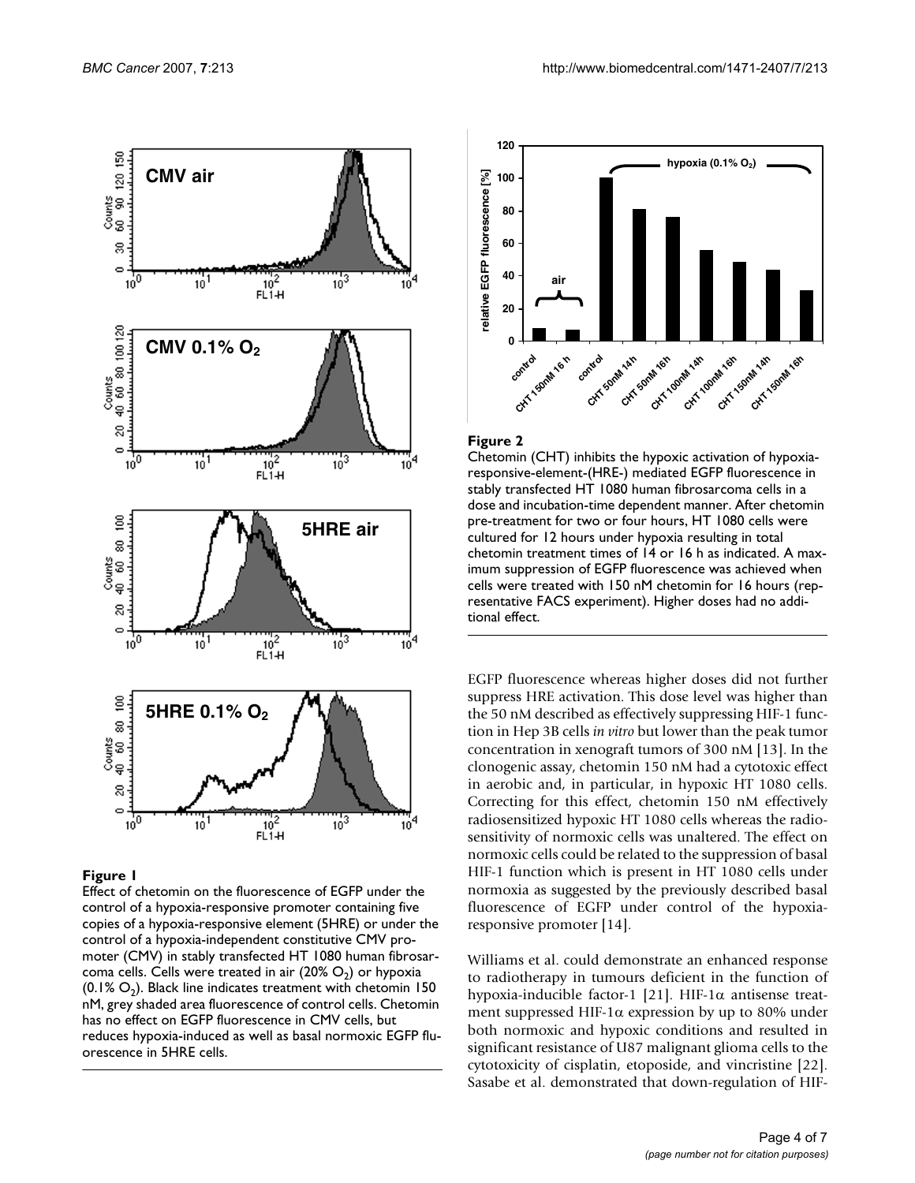CMV air

Counts

FL1-H

CMV 0.1% $O_2$

Counts

FL1-H

5HRE air

Counts

FL1-H

5HRE 0.1% $O_2$

Counts

FL1-H

**Figure 1**

Effect of chetomin on the fluorescence of EGFP under the control of a hypoxia-responsive promoter containing five copies of a hypoxia-responsive element (5HRE) or under the control of a hypoxia-independent constitutive CMV promoter (CMV) in stably transfected HT 1080 human fibrosarcoma cells. Cells were treated in air (20% $O_2$) or hypoxia (0.1% $O_2$). Black line indicates treatment with chetomin 150 nM, grey shaded area fluorescence of control cells. Chetomin has no effect on EGFP fluorescence in CMV cells, but reduces hypoxia-induced as well as basal normoxic EGFP fluorescence in 5HRE cells.

relative EGFP fluorescence [%]

air

hypoxia (0.1% $O_2$)

control
CHT 150nM 16 h
control
CHT 50nM 14h
CHT 50nM 16h
CHT 100nM 14h
CHT 100nM 16h
CHT 150nM 14h
CHT 150nM 16h

**Figure 2**

Chetomin (CHT) inhibits the hypoxic activation of hypoxia-responsive-element-(HRE-) mediated EGFP fluorescence in stably transfected HT 1080 human fibrosarcoma cells in a dose and incubation-time dependent manner. After chetomin pre-treatment for two or four hours, HT 1080 cells were cultured for 12 hours under hypoxia resulting in total chetomin treatment times of 14 or 16 h as indicated. A maximum suppression of EGFP fluorescence was achieved when cells were treated with 150 nM chetomin for 16 hours (representative FACS experiment). Higher doses had no additional effect.

EGFP fluorescence whereas higher doses did not further suppress HRE activation. This dose level was higher than the 50 nM described as effectively suppressing HIF-1 function in Hep 3B cells *in vitro* but lower than the peak tumor concentration in xenograft tumors of 300 nM [13]. In the clonogenic assay, chetomin 150 nM had a cytotoxic effect in aerobic and, in particular, in hypoxic HT 1080 cells. Correcting for this effect, chetomin 150 nM effectively radiosensitized hypoxic HT 1080 cells whereas the radiosensitivity of normoxic cells was unaltered. The effect on normoxic cells could be related to the suppression of basal HIF-1 function which is present in HT 1080 cells under normoxia as suggested by the previously described basal fluorescence of EGFP under control of the hypoxia-responsive promoter [14].

Williams et al. could demonstrate an enhanced response to radiotherapy in tumours deficient in the function of hypoxia-inducible factor-1 [21]. HIF-1α antisense treatment suppressed HIF-1α expression by up to 80% under both normoxic and hypoxic conditions and resulted in significant resistance of U87 malignant glioma cells to the cytotoxicity of cisplatin, etoposide, and vincristine [22]. Sasabe et al. demonstrated that down-regulation of HIF-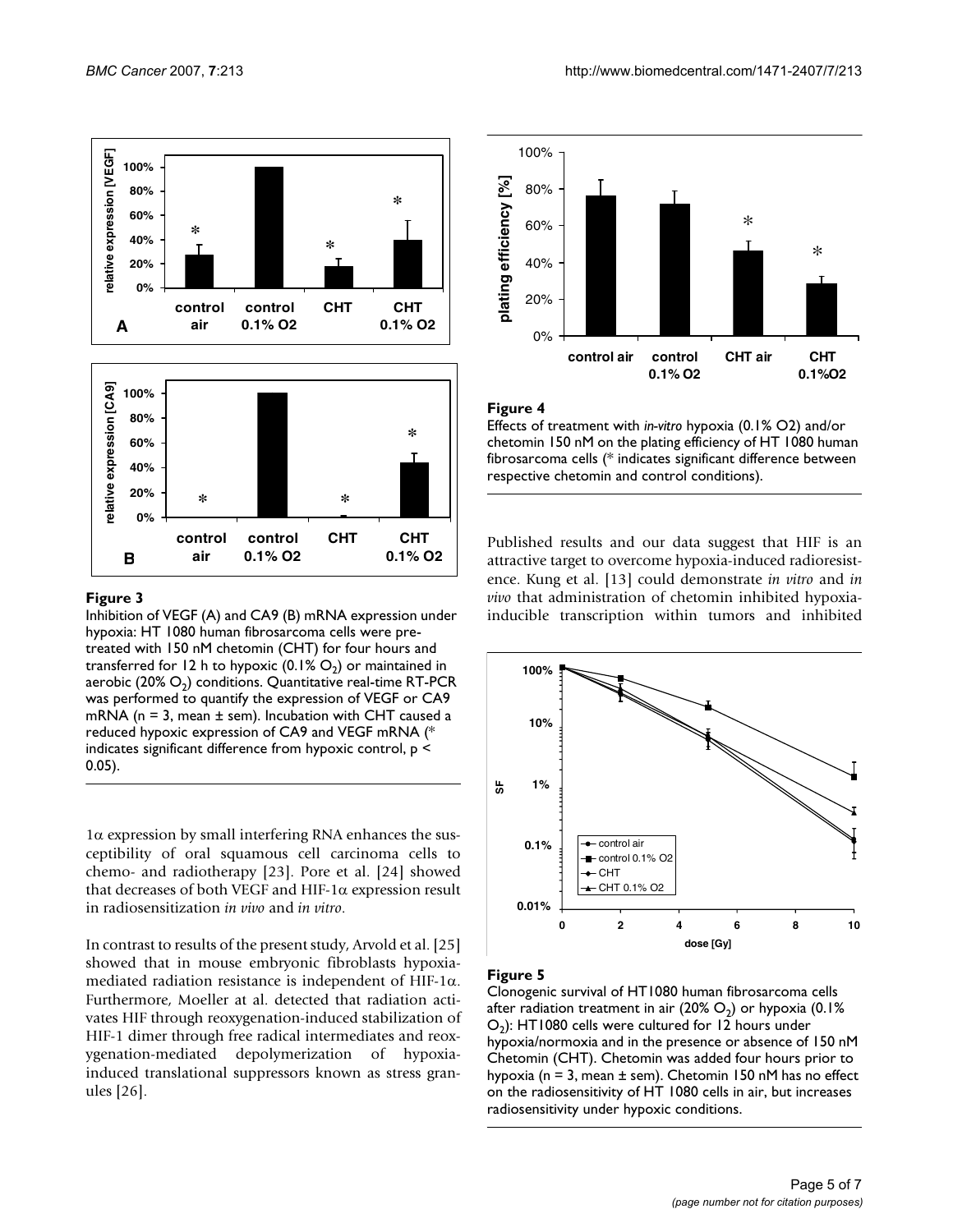relative expression [VEGF]

100%
80%
60%
40%
20%
0%

*
*
*

control air
control 0.1% O2
CHT
CHT 0.1% O2

A

relative expression [CA9]

100%
80%
60%
40%
20%
0%

*
*
*

control air
control 0.1% O2
CHT
CHT 0.1% O2

B

**Figure 3**

Inhibition of VEGF (A) and CA9 (B) mRNA expression under hypoxia: HT 1080 human fibrosarcoma cells were pre-treated with 150 nM chetomin (CHT) for four hours and transferred for 12 h to hypoxic (0.1% $O_2$) or maintained in aerobic (20% $O_2$) conditions. Quantitative real-time RT-PCR was performed to quantify the expression of VEGF or CA9 mRNA (n = 3, mean ± sem). Incubation with CHT caused a reduced hypoxic expression of CA9 and VEGF mRNA (* indicates significant difference from hypoxic control, $p < 0.05$).

1α expression by small interfering RNA enhances the susceptibility of oral squamous cell carcinoma cells to chemo- and radiotherapy [23]. Pore et al. [24] showed that decreases of both VEGF and HIF-1α expression result in radiosensitization *in vivo* and *in vitro*.

In contrast to results of the present study, Arvold et al. [25] showed that in mouse embryonic fibroblasts hypoxia-mediated radiation resistance is independent of HIF-1α. Furthermore, Moeller at al. detected that radiation activates HIF through reoxygenation-induced stabilization of HIF-1 dimer through free radical intermediates and reoxygenation-mediated depolymerization of hypoxia-induced translational suppressors known as stress granules [26].

plating efficiency [%]

100%
80%
60%
40%
20%
0%

*
*

control air
control 0.1% O2
CHT air
CHT 0.1%O2

**Figure 4**

Effects of treatment with *in-vitro* hypoxia (0.1% O2) and/or chetomin 150 nM on the plating efficiency of HT 1080 human fibrosarcoma cells (* indicates significant difference between respective chetomin and control conditions).

Published results and our data suggest that HIF is an attractive target to overcome hypoxia-induced radioresistence. Kung et al. [13] could demonstrate *in vitro* and *in vivo* that administration of chetomin inhibited hypoxia-inducible transcription within tumors and inhibited

SF

100%
10%
1%
0.1%
0.01%

control air
control 0.1% O2
CHT
CHT 0.1% O2

0
2
4
6
8
10

dose [Gy]

**Figure 5**

Clonogenic survival of HT1080 human fibrosarcoma cells after radiation treatment in air (20% $O_2$) or hypoxia (0.1% $O_2$): HT1080 cells were cultured for 12 hours under hypoxia/normoxia and in the presence or absence of 150 nM Chetomin (CHT). Chetomin was added four hours prior to hypoxia (n = 3, mean ± sem). Chetomin 150 nM has no effect on the radiosensitivity of HT 1080 cells in air, but increases radiosensitivity under hypoxic conditions.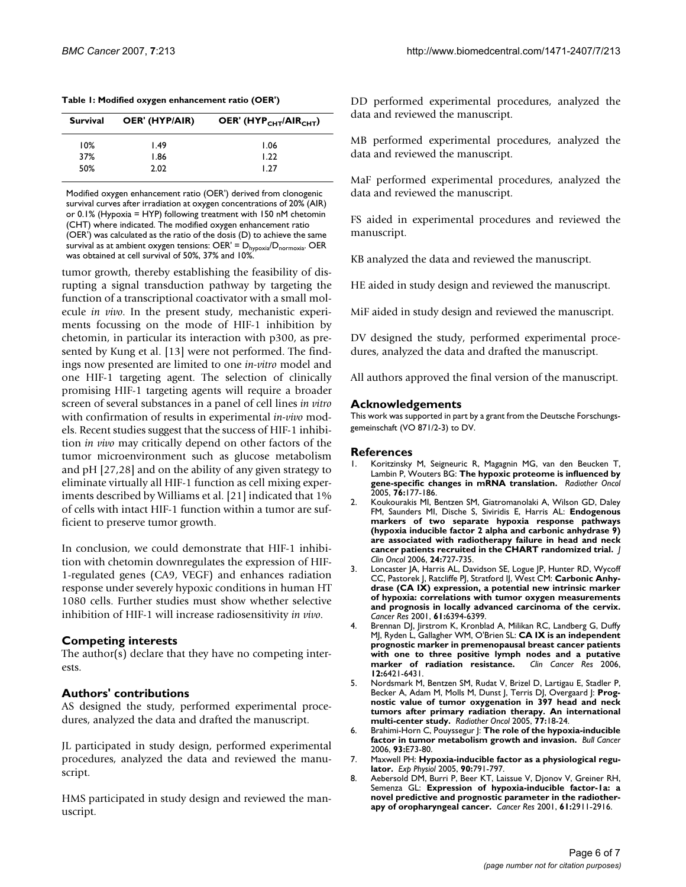**Table 1: Modified oxygen enhancement ratio (OER')**

| Survival | OER' (HYP/AIR) | OER' ($HYP_{CHT}/AIR_{CHT}$) |
|---|---|---|
| 10% | 1.49 | 1.06 |
| 37% | 1.86 | 1.22 |
| 50% | 2.02 | 1.27 |

Modified oxygen enhancement ratio (OER') derived from clonogenic survival curves after irradiation at oxygen concentrations of 20% (AIR) or 0.1% (Hypoxia = HYP) following treatment with 150 nM chetomin (CHT) where indicated. The modified oxygen enhancement ratio (OER') was calculated as the ratio of the dosis (D) to achieve the same survival as at ambient oxygen tensions: $OER' = D_{hypoxia}/D_{normoxia}$. OER was obtained at cell survival of 50%, 37% and 10%.

tumor growth, thereby establishing the feasibility of disrupting a signal transduction pathway by targeting the function of a transcriptional coactivator with a small molecule *in vivo*. In the present study, mechanistic experiments focussing on the mode of HIF-1 inhibition by chetomin, in particular its interaction with p300, as presented by Kung et al. [13] were not performed. The findings now presented are limited to one *in-vitro* model and one HIF-1 targeting agent. The selection of clinically promising HIF-1 targeting agents will require a broader screen of several substances in a panel of cell lines *in vitro* with confirmation of results in experimental *in-vivo* models. Recent studies suggest that the success of HIF-1 inhibition *in vivo* may critically depend on other factors of the tumor microenvironment such as glucose metabolism and pH [27,28] and on the ability of any given strategy to eliminate virtually all HIF-1 function as cell mixing experiments described by Williams et al. [21] indicated that 1% of cells with intact HIF-1 function within a tumor are sufficient to preserve tumor growth.

In conclusion, we could demonstrate that HIF-1 inhibition with chetomin downregulates the expression of HIF-1-regulated genes (CA9, VEGF) and enhances radiation response under severely hypoxic conditions in human HT 1080 cells. Further studies must show whether selective inhibition of HIF-1 will increase radiosensitivity *in vivo*.

## Competing interests

The author(s) declare that they have no competing interests.

## Authors' contributions

AS designed the study, performed experimental procedures, analyzed the data and drafted the manuscript.

JL participated in study design, performed experimental procedures, analyzed the data and reviewed the manuscript.

HMS participated in study design and reviewed the manuscript.

DD performed experimental procedures, analyzed the data and reviewed the manuscript.

MB performed experimental procedures, analyzed the data and reviewed the manuscript.

MaF performed experimental procedures, analyzed the data and reviewed the manuscript.

FS aided in experimental procedures and reviewed the manuscript.

KB analyzed the data and reviewed the manuscript.

HE aided in study design and reviewed the manuscript.

MiF aided in study design and reviewed the manuscript.

DV designed the study, performed experimental procedures, analyzed the data and drafted the manuscript.

All authors approved the final version of the manuscript.

## Acknowledgements

This work was supported in part by a grant from the Deutsche Forschungsgemeinschaft (VO 871/2-3) to DV.

## References

1. Koritzinsky M, Seigneuric R, Magagnin MG, van den Beucken T, Lambin P, Wouters BG: **The hypoxic proteome is influenced by gene-specific changes in mRNA translation.** *Radiother Oncol* 2005, **76:**177-186.
2. Koukourakis MI, Bentzen SM, Giatromanolaki A, Wilson GD, Daley FM, Saunders MI, Dische S, Sivridis E, Harris AL: **Endogenous markers of two separate hypoxia response pathways (hypoxia inducible factor 2 alpha and carbonic anhydrase 9) are associated with radiotherapy failure in head and neck cancer patients recruited in the CHART randomized trial.** *J Clin Oncol* 2006, **24:**727-735.
3. Loncaster JA, Harris AL, Davidson SE, Logue JP, Hunter RD, Wycoff CC, Pastorek J, Ratcliffe PJ, Stratford IJ, West CM: **Carbonic Anhydrase (CA IX) expression, a potential new intrinsic marker of hypoxia: correlations with tumor oxygen measurements and prognosis in locally advanced carcinoma of the cervix.** *Cancer Res* 2001, **61:**6394-6399.
4. Brennan DJ, Jirstrom K, Kronblad A, Milikan RC, Landberg G, Duffy MJ, Ryden L, Gallagher WM, O'Brien SL: **CA IX is an independent prognostic marker in premenopausal breast cancer patients with one to three positive lymph nodes and a putative marker of radiation resistance.** *Clin Cancer Res* 2006, **12:**6421-6431.
5. Nordsmark M, Bentzen SM, Rudat V, Brizel D, Lartigau E, Stadler P, Becker A, Adam M, Molls M, Dunst J, Terris DJ, Overgaard J: **Prognostic value of tumor oxygenation in 397 head and neck tumors after primary radiation therapy. An international multi-center study.** *Radiother Oncol* 2005, **77:**18-24.
6. Brahimi-Horn C, Pouyssegur J: **The role of the hypoxia-inducible factor in tumor metabolism growth and invasion.** *Bull Cancer* 2006, **93:**E73-80.
7. Maxwell PH: **Hypoxia-inducible factor as a physiological regulator.** *Exp Physiol* 2005, **90:**791-797.
8. Aebersold DM, Burri P, Beer KT, Laissue V, Djonov V, Greiner RH, Semenza GL: **Expression of hypoxia-inducible factor-1a: a novel predictive and prognostic parameter in the radiotherapy of oropharyngeal cancer.** *Cancer Res* 2001, **61:**2911-2916.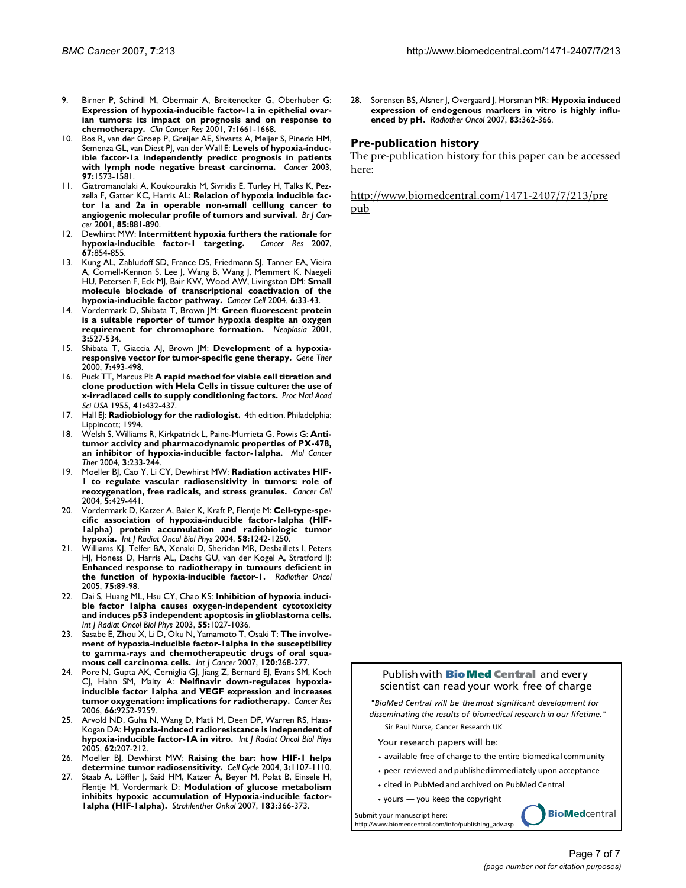9. Birner P, Schindl M, Obermair A, Breitenecker G, Oberhuber G: **Expression of hypoxia-inducible factor-1a in epithelial ovarian tumors: its impact on prognosis and on response to chemotherapy.** *Clin Cancer Res* 2001, **7:**1661-1668.
10. Bos R, van der Groep P, Greijer AE, Shvarts A, Meijer S, Pinedo HM, Semenza GL, van Diest PJ, van der Wall E: **Levels of hypoxia-inducible factor-1a independently predict prognosis in patients with lymph node negative breast carcinoma.** *Cancer* 2003, **97:**1573-1581.
11. Giatromanolaki A, Koukourakis M, Sivridis E, Turley H, Talks K, Pezzella F, Gatter KC, Harris AL: **Relation of hypoxia inducible factor 1a and 2a in operable non-small celllung cancer to angiogenic molecular profile of tumors and survival.** *Br J Cancer* 2001, **85:**881-890.
12. Dewhirst MW: **Intermittent hypoxia furthers the rationale for hypoxia-inducible factor-1 targeting.** *Cancer Res* 2007, **67:**854-855.
13. Kung AL, Zabludoff SD, France DS, Freedman SJ, Tanner EA, Vieira A, Cornell-Kennon S, Lee J, Wang B, Wang J, Memmert K, Naegeli HU, Petersen F, Eck MJ, Bair KW, Wood AW, Livingston DM: **Small molecule blockade of transcriptional coactivation of the hypoxia-inducible factor pathway.** *Cancer Cell* 2004, **6:**33-43.
14. Vordermark D, Shibata T, Brown JM: **Green fluorescent protein is a suitable reporter of tumor hypoxia despite an oxygen requirement for chromophore formation.** *Neoplasia* 2001, **3:**527-534.
15. Shibata T, Giaccia AJ, Brown JM: **Development of a hypoxia-responsive vector for tumor-specific gene therapy.** *Gene Ther* 2000, **7:**493-498.
16. Puck TT, Marcus PI: **A rapid method for viable cell titration and clone production with Hela Cells in tissue culture: the use of x-irradiated cells to supply conditioning factors.** *Proc Natl Acad Sci USA* 1955, **41:**432-437.
17. Hall EJ: **Radiobiology for the radiologist.** 4th edition. Philadelphia: Lippincott; 1994.
18. Welsh S, Williams R, Kirkpatrick L, Paine-Murrieta G, Powis G: **Antitumor activity and pharmacodynamic properties of PX-478, an inhibitor of hypoxia-inducible factor-1alpha.** *Mol Cancer Ther* 2004, **3:**233-244.
19. Moeller BJ, Cao Y, Li CY, Dewhirst MW: **Radiation activates HIF-1 to regulate vascular radiosensitivity in tumors: role of reoxygenation, free radicals, and stress granules.** *Cancer Cell* 2004, **5:**429-441.
20. Vordermark D, Katzer A, Baier K, Kraft P, Flentje M: **Cell-type-specific association of hypoxia-inducible factor-1alpha (HIF-1alpha) protein accumulation and radiobiologic tumor hypoxia.** *Int J Radiat Oncol Biol Phys* 2004, **58:**1242-1250.
21. Williams KJ, Telfer BA, Xenaki D, Sheridan MR, Desbaillets I, Peters HJ, Honess D, Harris AL, Dachs GU, van der Kogel A, Stratford IJ: **Enhanced response to radiotherapy in tumours deficient in the function of hypoxia-inducible factor-1.** *Radiother Oncol* 2005, **75:**89-98.
22. Dai S, Huang ML, Hsu CY, Chao KS: **Inhibition of hypoxia inducible factor 1alpha causes oxygen-independent cytotoxicity and induces p53 independent apoptosis in glioblastoma cells.** *Int J Radiat Oncol Biol Phys* 2003, **55:**1027-1036.
23. Sasabe E, Zhou X, Li D, Oku N, Yamamoto T, Osaki T: **The involvement of hypoxia-inducible factor-1alpha in the susceptibility to gamma-rays and chemotherapeutic drugs of oral squamous cell carcinoma cells.** *Int J Cancer* 2007, **120:**268-277.
24. Pore N, Gupta AK, Cerniglia GJ, Jiang Z, Bernard EJ, Evans SM, Koch CJ, Hahn SM, Maity A: **Nelfinavir down-regulates hypoxia-inducible factor 1alpha and VEGF expression and increases tumor oxygenation: implications for radiotherapy.** *Cancer Res* 2006, **66:**9252-9259.
25. Arvold ND, Guha N, Wang D, Matli M, Deen DF, Warren RS, Haas-Kogan DA: **Hypoxia-induced radioresistance is independent of hypoxia-inducible factor-1A in vitro.** *Int J Radiat Oncol Biol Phys* 2005, **62:**207-212.
26. Moeller BJ, Dewhirst MW: **Raising the bar: how HIF-1 helps determine tumor radiosensitivity.** *Cell Cycle* 2004, **3:**1107-1110.
27. Staab A, Löffler J, Said HM, Katzer A, Beyer M, Polat B, Einsele H, Flentje M, Vordermark D: **Modulation of glucose metabolism inhibits hypoxic accumulation of Hypoxia-inducible factor-1alpha (HIF-1alpha).** *Strahlenther Onkol* 2007, **183:**366-373.
28. Sorensen BS, Alsner J, Overgaard J, Horsman MR: **Hypoxia induced expression of endogenous markers in vitro is highly influenced by pH.** *Radiother Oncol* 2007, **83:**362-366.

## Pre-publication history

The pre-publication history for this paper can be accessed here:

http://www.biomedcentral.com/1471-2407/7/213/prepub

Publish with **BioMed Central** and every scientist can read your work free of charge

*"BioMed Central will be the most significant development for disseminating the results of biomedical research in our lifetime."*

Sir Paul Nurse, Cancer Research UK

Your research papers will be:

- available free of charge to the entire biomedical community
- peer reviewed and published immediately upon acceptance
- cited in PubMed and archived on PubMed Central
- yours — you keep the copyright

Submit your manuscript here:
http://www.biomedcentral.com/info/publishing_adv.asp

BioMedcentral